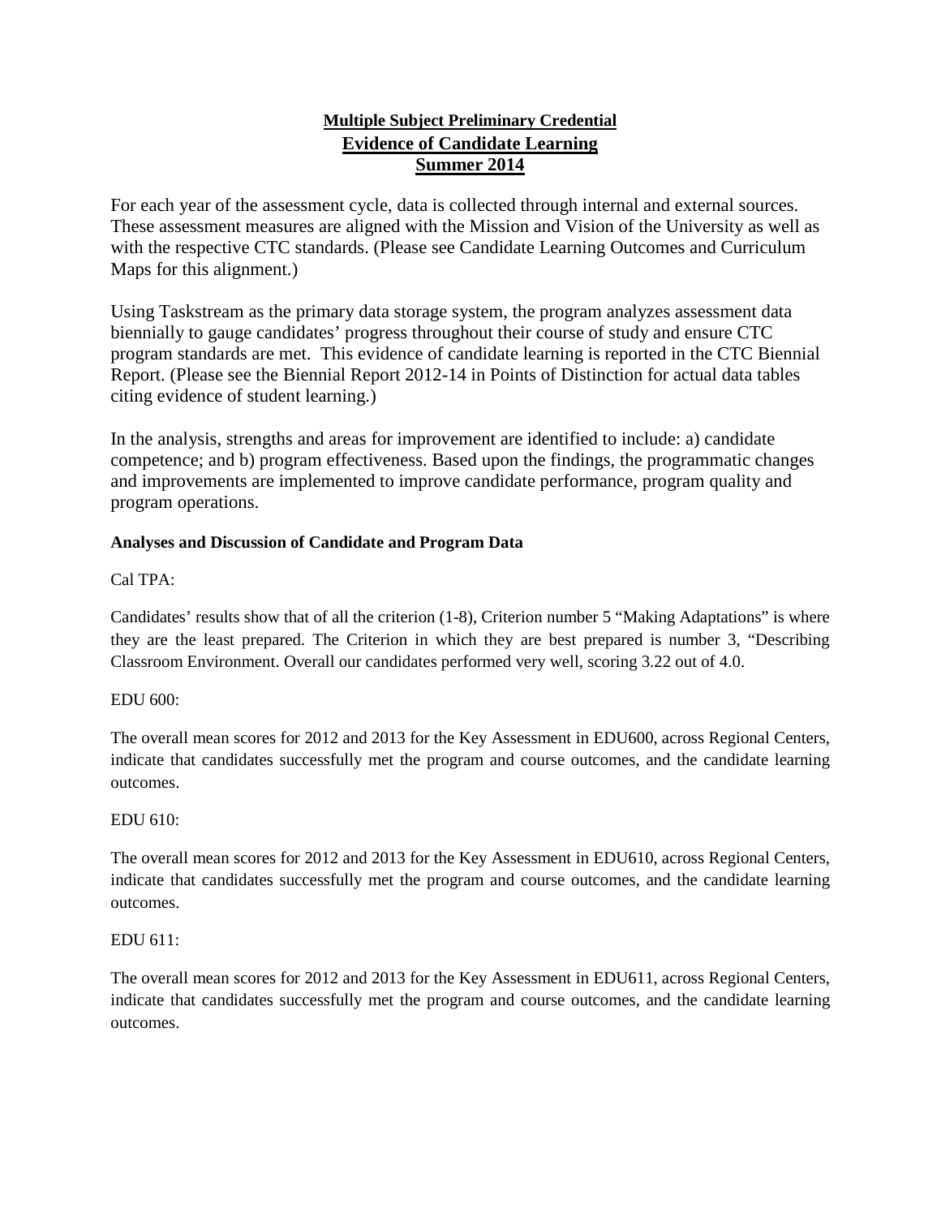**Multiple Subject Preliminary Credential**
**Evidence of Candidate Learning**
**Summer 2014**

For each year of the assessment cycle, data is collected through internal and external sources. These assessment measures are aligned with the Mission and Vision of the University as well as with the respective CTC standards. (Please see Candidate Learning Outcomes and Curriculum Maps for this alignment.)

Using Taskstream as the primary data storage system, the program analyzes assessment data biennially to gauge candidates' progress throughout their course of study and ensure CTC program standards are met. This evidence of candidate learning is reported in the CTC Biennial Report. (Please see the Biennial Report 2012-14 in Points of Distinction for actual data tables citing evidence of student learning.)

In the analysis, strengths and areas for improvement are identified to include: a) candidate competence; and b) program effectiveness. Based upon the findings, the programmatic changes and improvements are implemented to improve candidate performance, program quality and program operations.

**Analyses and Discussion of Candidate and Program Data**

Cal TPA:

Candidates' results show that of all the criterion (1-8), Criterion number 5 "Making Adaptations" is where they are the least prepared. The Criterion in which they are best prepared is number 3, "Describing Classroom Environment. Overall our candidates performed very well, scoring 3.22 out of 4.0.

EDU 600:

The overall mean scores for 2012 and 2013 for the Key Assessment in EDU600, across Regional Centers, indicate that candidates successfully met the program and course outcomes, and the candidate learning outcomes.

EDU 610:

The overall mean scores for 2012 and 2013 for the Key Assessment in EDU610, across Regional Centers, indicate that candidates successfully met the program and course outcomes, and the candidate learning outcomes.

EDU 611:

The overall mean scores for 2012 and 2013 for the Key Assessment in EDU611, across Regional Centers, indicate that candidates successfully met the program and course outcomes, and the candidate learning outcomes.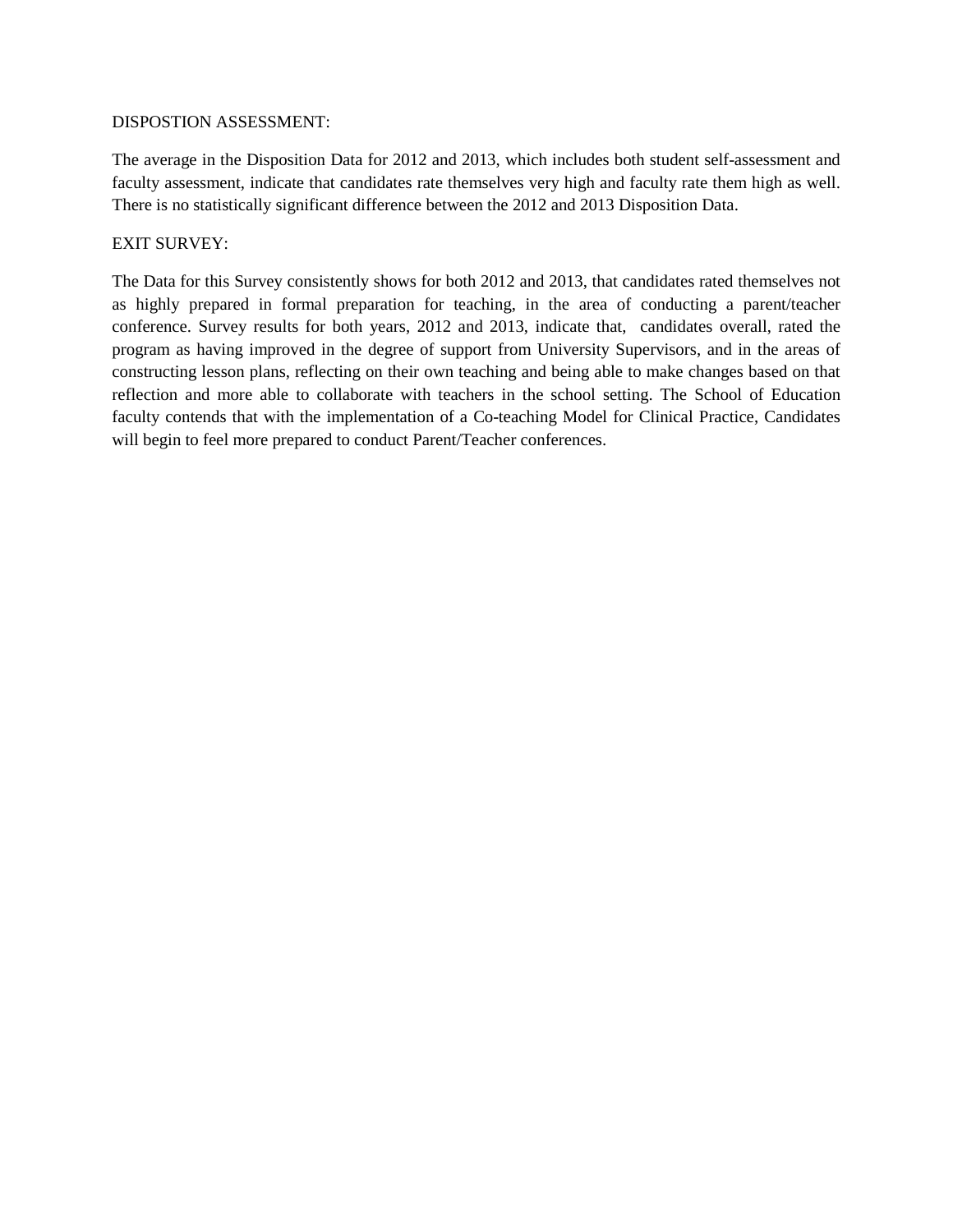DISPOSTION ASSESSMENT:

The average in the Disposition Data for 2012 and 2013, which includes both student self-assessment and faculty assessment, indicate that candidates rate themselves very high and faculty rate them high as well. There is no statistically significant difference between the 2012 and 2013 Disposition Data.

EXIT SURVEY:

The Data for this Survey consistently shows for both 2012 and 2013, that candidates rated themselves not as highly prepared in formal preparation for teaching, in the area of conducting a parent/teacher conference. Survey results for both years, 2012 and 2013, indicate that, candidates overall, rated the program as having improved in the degree of support from University Supervisors, and in the areas of constructing lesson plans, reflecting on their own teaching and being able to make changes based on that reflection and more able to collaborate with teachers in the school setting. The School of Education faculty contends that with the implementation of a Co-teaching Model for Clinical Practice, Candidates will begin to feel more prepared to conduct Parent/Teacher conferences.